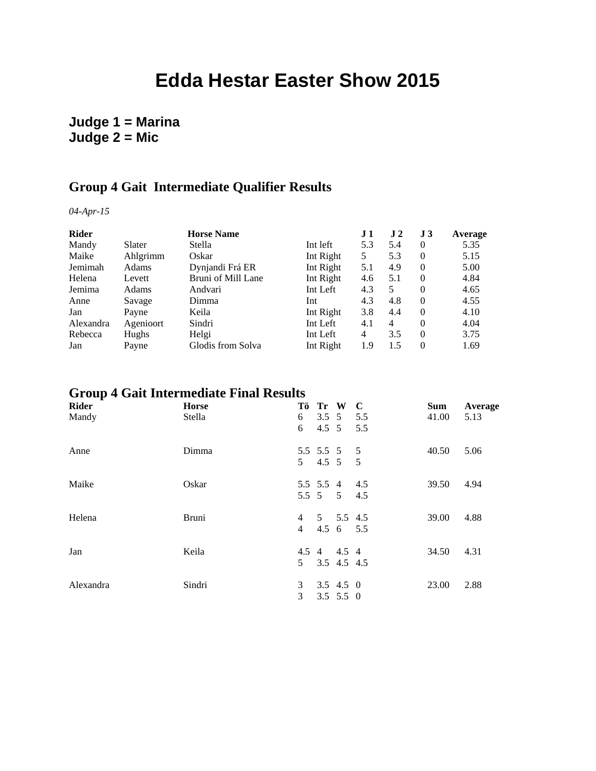# Edda Hestar Easter Show 2015

**Judge 1 = Marina**
**Judge 2 = Mic**

## Group 4 Gait Intermediate Qualifier Results

*04-Apr-15*

| Rider | | Horse Name | | J 1 | J 2 | J 3 | Average |
|---|---|---|---|---|---|---|---|
| Mandy | Slater | Stella | Int left | 5.3 | 5.4 | 0 | 5.35 |
| Maike | Ahlgrimm | Oskar | Int Right | 5 | 5.3 | 0 | 5.15 |
| Jemimah | Adams | Dynjandi Frá ER | Int Right | 5.1 | 4.9 | 0 | 5.00 |
| Helena | Levett | Bruni of Mill Lane | Int Right | 4.6 | 5.1 | 0 | 4.84 |
| Jemima | Adams | Andvari | Int Left | 4.3 | 5 | 0 | 4.65 |
| Anne | Savage | Dimma | Int | 4.3 | 4.8 | 0 | 4.55 |
| Jan | Payne | Keila | Int Right | 3.8 | 4.4 | 0 | 4.10 |
| Alexandra | Agenioort | Sindri | Int Left | 4.1 | 4 | 0 | 4.04 |
| Rebecca | Hughs | Helgi | Int Left | 4 | 3.5 | 0 | 3.75 |
| Jan | Payne | Glodis from Solva | Int Right | 1.9 | 1.5 | 0 | 1.69 |

## Group 4 Gait Intermediate Final Results

| Rider | Horse | Tö | Tr | W | C | Sum | Average |
|---|---|---|---|---|---|---|---|
| Mandy | Stella | 6 | 3.5 | 5 | 5.5 | 41.00 | 5.13 |
| | | 6 | 4.5 | 5 | 5.5 | | |
| Anne | Dimma | 5.5 | 5.5 | 5 | 5 | 40.50 | 5.06 |
| | | 5 | 4.5 | 5 | 5 | | |
| Maike | Oskar | 5.5 | 5.5 | 4 | 4.5 | 39.50 | 4.94 |
| | | 5.5 | 5 | 5 | 4.5 | | |
| Helena | Bruni | 4 | 5 | 5.5 | 4.5 | 39.00 | 4.88 |
| | | 4 | 4.5 | 6 | 5.5 | | |
| Jan | Keila | 4.5 | 4 | 4.5 | 4 | 34.50 | 4.31 |
| | | 5 | 3.5 | 4.5 | 4.5 | | |
| Alexandra | Sindri | 3 | 3.5 | 4.5 | 0 | 23.00 | 2.88 |
| | | 3 | 3.5 | 5.5 | 0 | | |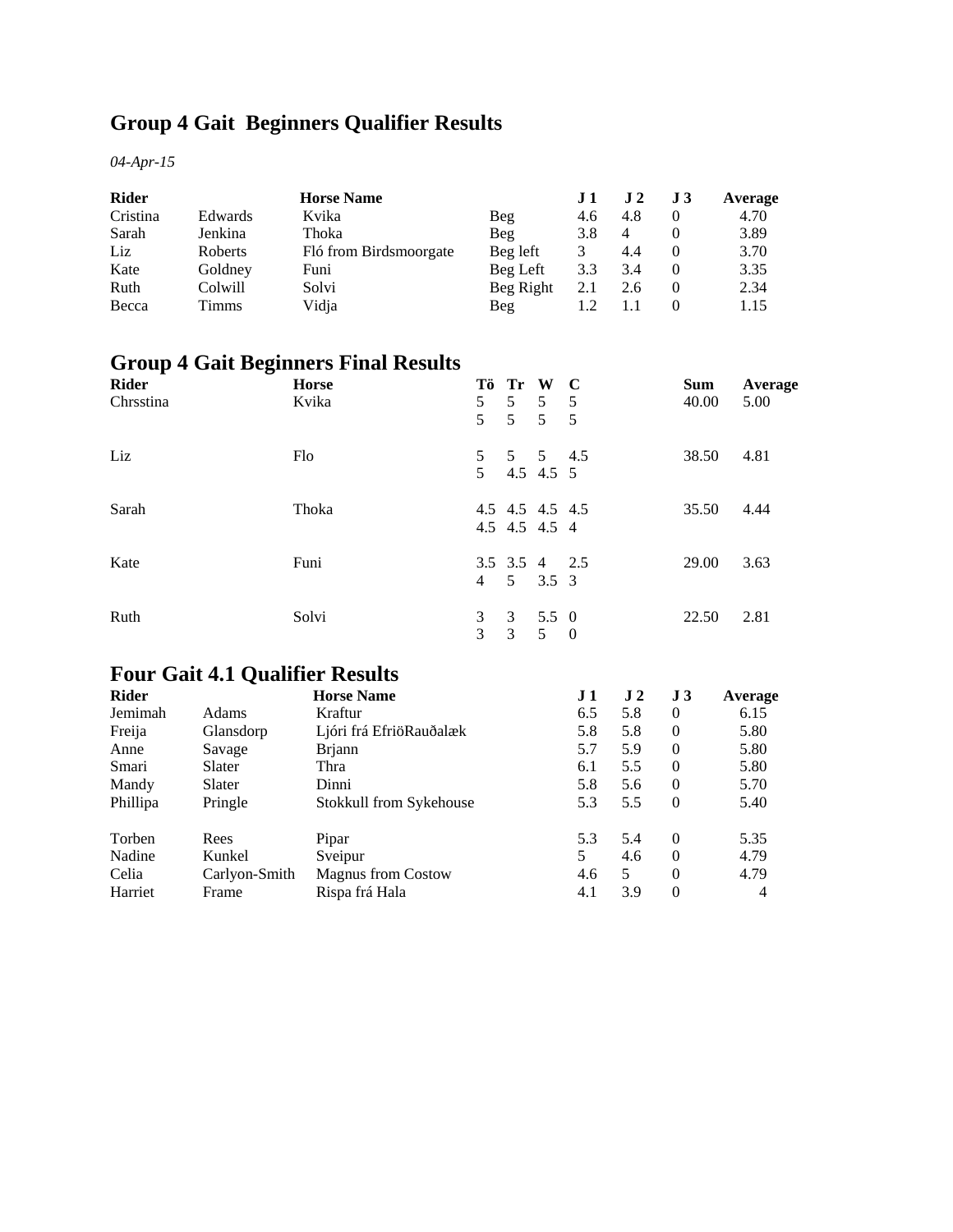## Group 4 Gait Beginners Qualifier Results

*04-Apr-15*

| Rider | | Horse Name | | J 1 | J 2 | J 3 | Average |
|---|---|---|---|---|---|---|---|
| Cristina | Edwards | Kvika | Beg | 4.6 | 4.8 | 0 | 4.70 |
| Sarah | Jenkina | Thoka | Beg | 3.8 | 4 | 0 | 3.89 |
| Liz | Roberts | Fló from Birdsmoorgate | Beg left | 3 | 4.4 | 0 | 3.70 |
| Kate | Goldney | Funi | Beg Left | 3.3 | 3.4 | 0 | 3.35 |
| Ruth | Colwill | Solvi | Beg Right | 2.1 | 2.6 | 0 | 2.34 |
| Becca | Timms | Vidja | Beg | 1.2 | 1.1 | 0 | 1.15 |

## Group 4 Gait Beginners Final Results

| Rider | Horse | Tö | Tr | W | C | Sum | Average |
|---|---|---|---|---|---|---|---|
| Chrsstina | Kvika | 5 | 5 | 5 | 5 | 40.00 | 5.00 |
| | | 5 | 5 | 5 | 5 | | |
| Liz | Flo | 5 | 5 | 5 | 4.5 | 38.50 | 4.81 |
| | | 5 | 4.5 | 4.5 | 5 | | |
| Sarah | Thoka | 4.5 | 4.5 | 4.5 | 4.5 | 35.50 | 4.44 |
| | | 4.5 | 4.5 | 4.5 | 4 | | |
| Kate | Funi | 3.5 | 3.5 | 4 | 2.5 | 29.00 | 3.63 |
| | | 4 | 5 | 3.5 | 3 | | |
| Ruth | Solvi | 3 | 3 | 5.5 | 0 | 22.50 | 2.81 |
| | | 3 | 3 | 5 | 0 | | |

## Four Gait 4.1 Qualifier Results

| Rider | | Horse Name | J 1 | J 2 | J 3 | Average |
|---|---|---|---|---|---|---|
| Jemimah | Adams | Kraftur | 6.5 | 5.8 | 0 | 6.15 |
| Freija | Glansdorp | Ljóri frá EfriöRauðalæk | 5.8 | 5.8 | 0 | 5.80 |
| Anne | Savage | Brjann | 5.7 | 5.9 | 0 | 5.80 |
| Smari | Slater | Thra | 6.1 | 5.5 | 0 | 5.80 |
| Mandy | Slater | Dinni | 5.8 | 5.6 | 0 | 5.70 |
| Phillipa | Pringle | Stokkull from Sykehouse | 5.3 | 5.5 | 0 | 5.40 |
| Torben | Rees | Pipar | 5.3 | 5.4 | 0 | 5.35 |
| Nadine | Kunkel | Sveipur | 5 | 4.6 | 0 | 4.79 |
| Celia | Carlyon-Smith | Magnus from Costow | 4.6 | 5 | 0 | 4.79 |
| Harriet | Frame | Rispa frá Hala | 4.1 | 3.9 | 0 | 4 |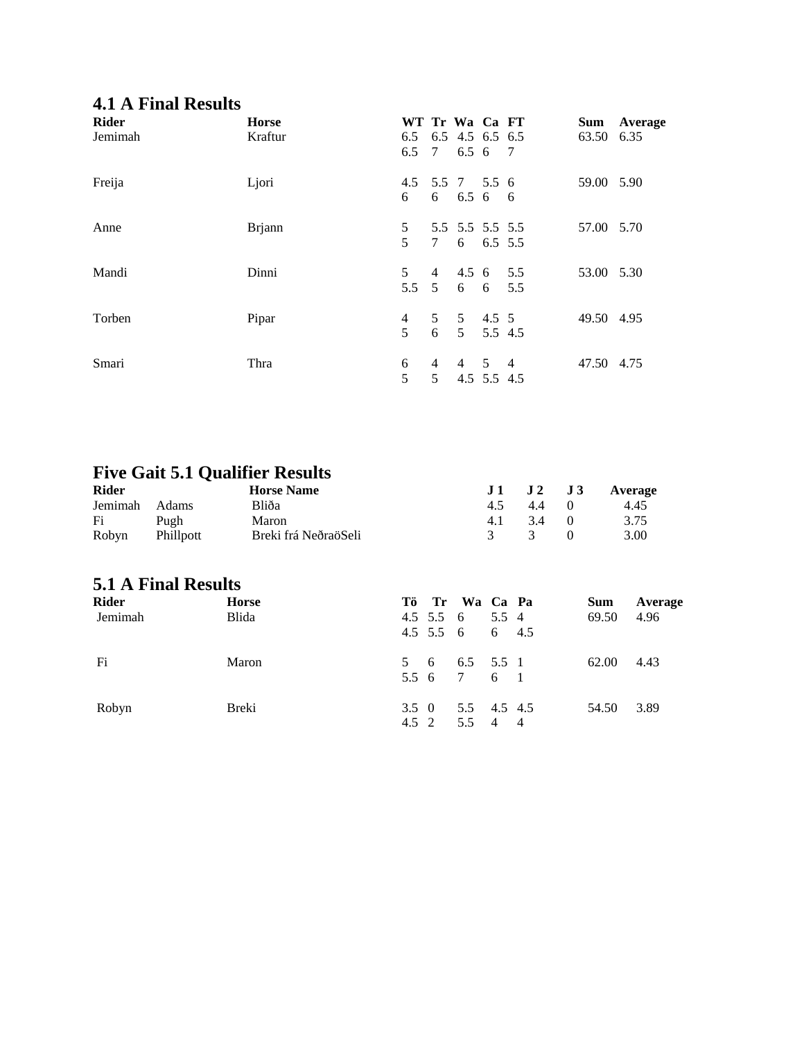## 4.1 A Final Results

| Rider | Horse | WT | Tr | Wa | Ca | FT | Sum | Average |
|---|---|---|---|---|---|---|---|---|
| Jemimah | Kraftur | 6.5 | 6.5 | 4.5 | 6.5 | 6.5 | 63.50 | 6.35 |
| | | 6.5 | 7 | 6.5 | 6 | 7 | | |
| Freija | Ljori | 4.5 | 5.5 | 7 | 5.5 | 6 | 59.00 | 5.90 |
| | | 6 | 6 | 6.5 | 6 | 6 | | |
| Anne | Brjann | 5 | 5.5 | 5.5 | 5.5 | 5.5 | 57.00 | 5.70 |
| | | 5 | 7 | 6 | 6.5 | 5.5 | | |
| Mandi | Dinni | 5 | 4 | 4.5 | 6 | 5.5 | 53.00 | 5.30 |
| | | 5.5 | 5 | 6 | 6 | 5.5 | | |
| Torben | Pipar | 4 | 5 | 5 | 4.5 | 5 | 49.50 | 4.95 |
| | | 5 | 6 | 5 | 5.5 | 4.5 | | |
| Smari | Thra | 6 | 4 | 4 | 5 | 4 | 47.50 | 4.75 |
| | | 5 | 5 | 4.5 | 5.5 | 4.5 | | |

## Five Gait 5.1 Qualifier Results

| Rider | | Horse Name | J 1 | J 2 | J 3 | Average |
|---|---|---|---|---|---|---|
| Jemimah | Adams | Bliða | 4.5 | 4.4 | 0 | 4.45 |
| Fi | Pugh | Maron | 4.1 | 3.4 | 0 | 3.75 |
| Robyn | Phillpott | Breki frá NeðraöSeli | 3 | 3 | 0 | 3.00 |

## 5.1 A Final Results

| Rider | Horse | Tö | Tr | Wa | Ca | Pa | Sum | Average |
|---|---|---|---|---|---|---|---|---|
| Jemimah | Blida | 4.5 | 5.5 | 6 | 5.5 | 4 | 69.50 | 4.96 |
| | | 4.5 | 5.5 | 6 | 6 | 4.5 | | |
| Fi | Maron | 5 | 6 | 6.5 | 5.5 | 1 | 62.00 | 4.43 |
| | | 5.5 | 6 | 7 | 6 | 1 | | |
| Robyn | Breki | 3.5 | 0 | 5.5 | 4.5 | 4.5 | 54.50 | 3.89 |
| | | 4.5 | 2 | 5.5 | 4 | 4 | | |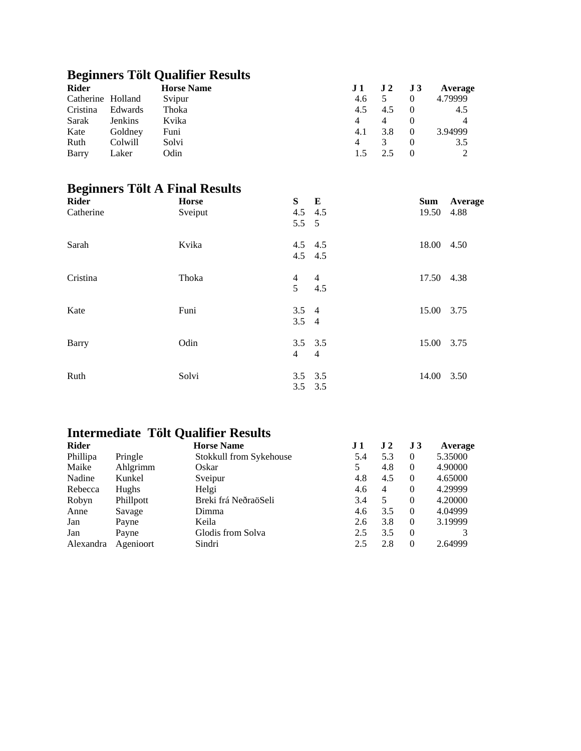## Beginners Tölt Qualifier Results

| Rider | | Horse Name | J 1 | J 2 | J 3 | Average |
|---|---|---|---|---|---|---|
| Catherine | Holland | Svipur | 4.6 | 5 | 0 | 4.79999 |
| Cristina | Edwards | Thoka | 4.5 | 4.5 | 0 | 4.5 |
| Sarak | Jenkins | Kvika | 4 | 4 | 0 | 4 |
| Kate | Goldney | Funi | 4.1 | 3.8 | 0 | 3.94999 |
| Ruth | Colwill | Solvi | 4 | 3 | 0 | 3.5 |
| Barry | Laker | Odin | 1.5 | 2.5 | 0 | 2 |

## Beginners Tölt A Final Results

| Rider | Horse | S | E | Sum | Average |
|---|---|---|---|---|---|
| Catherine | Sveiput | 4.5 | 4.5 | 19.50 | 4.88 |
| | | 5.5 | 5 | | |
| Sarah | Kvika | 4.5 | 4.5 | 18.00 | 4.50 |
| | | 4.5 | 4.5 | | |
| Cristina | Thoka | 4 | 4 | 17.50 | 4.38 |
| | | 5 | 4.5 | | |
| Kate | Funi | 3.5 | 4 | 15.00 | 3.75 |
| | | 3.5 | 4 | | |
| Barry | Odin | 3.5 | 3.5 | 15.00 | 3.75 |
| | | 4 | 4 | | |
| Ruth | Solvi | 3.5 | 3.5 | 14.00 | 3.50 |
| | | 3.5 | 3.5 | | |

## Intermediate Tölt Qualifier Results

| Rider | | Horse Name | J 1 | J 2 | J 3 | Average |
|---|---|---|---|---|---|---|
| Phillipa | Pringle | Stokkull from Sykehouse | 5.4 | 5.3 | 0 | 5.35000 |
| Maike | Ahlgrimm | Oskar | 5 | 4.8 | 0 | 4.90000 |
| Nadine | Kunkel | Sveipur | 4.8 | 4.5 | 0 | 4.65000 |
| Rebecca | Hughs | Helgi | 4.6 | 4 | 0 | 4.29999 |
| Robyn | Phillpott | Breki frá NeðraöSeli | 3.4 | 5 | 0 | 4.20000 |
| Anne | Savage | Dimma | 4.6 | 3.5 | 0 | 4.04999 |
| Jan | Payne | Keila | 2.6 | 3.8 | 0 | 3.19999 |
| Jan | Payne | Glodis from Solva | 2.5 | 3.5 | 0 | 3 |
| Alexandra | Agenioort | Sindri | 2.5 | 2.8 | 0 | 2.64999 |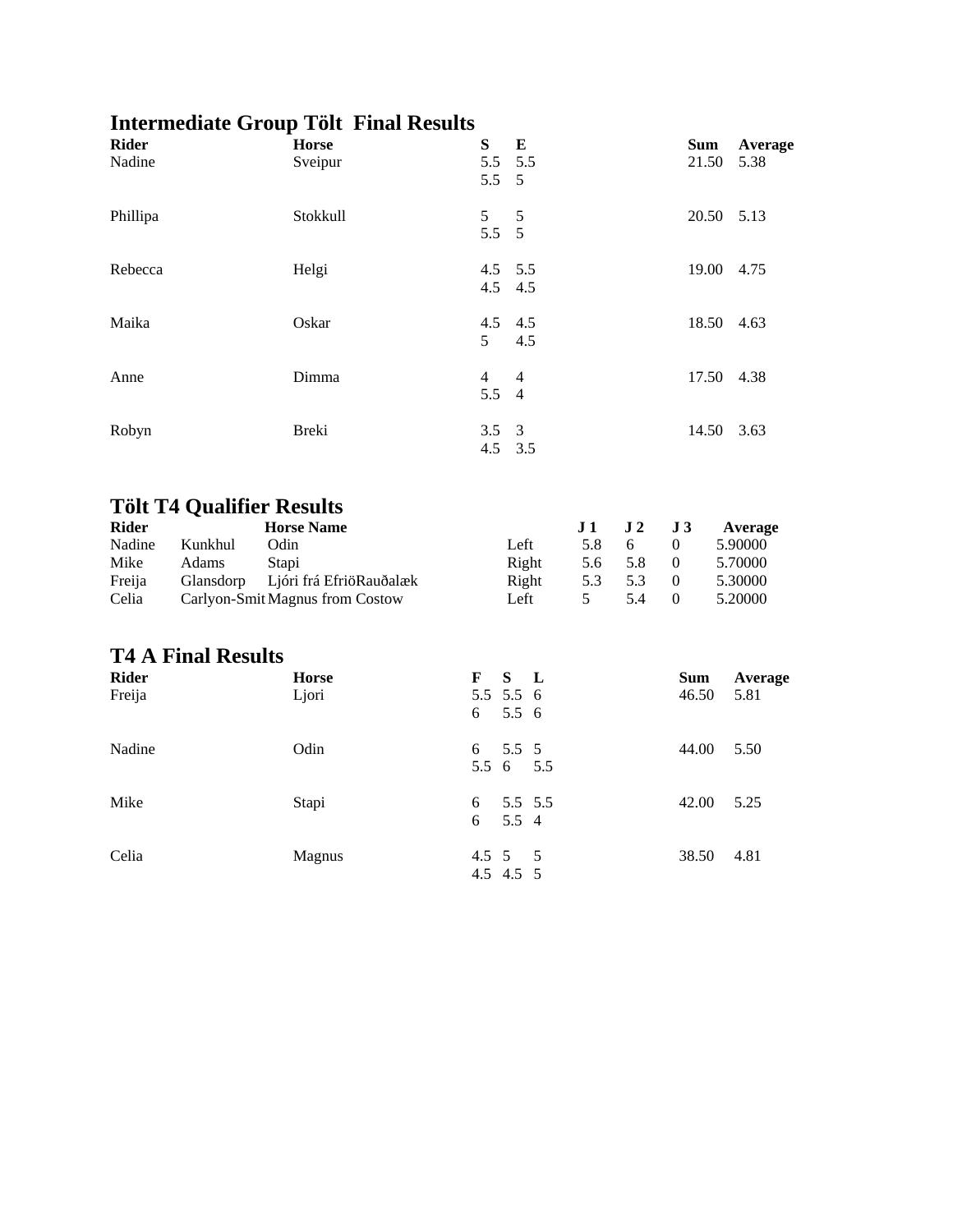## Intermediate Group Tölt  Final Results

| Rider | Horse | S | E | Sum | Average |
|---|---|---|---|---|---|
| Nadine | Sveipur | 5.5 | 5.5 | 21.50 | 5.38 |
| | | 5.5 | 5 | | |
| Phillipa | Stokkull | 5 | 5 | 20.50 | 5.13 |
| | | 5.5 | 5 | | |
| Rebecca | Helgi | 4.5 | 5.5 | 19.00 | 4.75 |
| | | 4.5 | 4.5 | | |
| Maika | Oskar | 4.5 | 4.5 | 18.50 | 4.63 |
| | | 5 | 4.5 | | |
| Anne | Dimma | 4 | 4 | 17.50 | 4.38 |
| | | 5.5 | 4 | | |
| Robyn | Breki | 3.5 | 3 | 14.50 | 3.63 |
| | | 4.5 | 3.5 | | |

## Tölt T4 Qualifier Results

| Rider | | Horse Name | | J 1 | J 2 | J 3 | Average |
|---|---|---|---|---|---|---|---|
| Nadine | Kunkhul | Odin | Left | 5.8 | 6 | 0 | 5.90000 |
| Mike | Adams | Stapi | Right | 5.6 | 5.8 | 0 | 5.70000 |
| Freija | Glansdorp | Ljóri frá EfriöRauðalæk | Right | 5.3 | 5.3 | 0 | 5.30000 |
| Celia | Carlyon-Smit | Magnus from Costow | Left | 5 | 5.4 | 0 | 5.20000 |

## T4 A Final Results

| Rider | Horse | F | S | L | Sum | Average |
|---|---|---|---|---|---|---|
| Freija | Ljori | 5.5 | 5.5 | 6 | 46.50 | 5.81 |
| | | 6 | 5.5 | 6 | | |
| Nadine | Odin | 6 | 5.5 | 5 | 44.00 | 5.50 |
| | | 5.5 | 6 | 5.5 | | |
| Mike | Stapi | 6 | 5.5 | 5.5 | 42.00 | 5.25 |
| | | 6 | 5.5 | 4 | | |
| Celia | Magnus | 4.5 | 5 | 5 | 38.50 | 4.81 |
| | | 4.5 | 4.5 | 5 | | |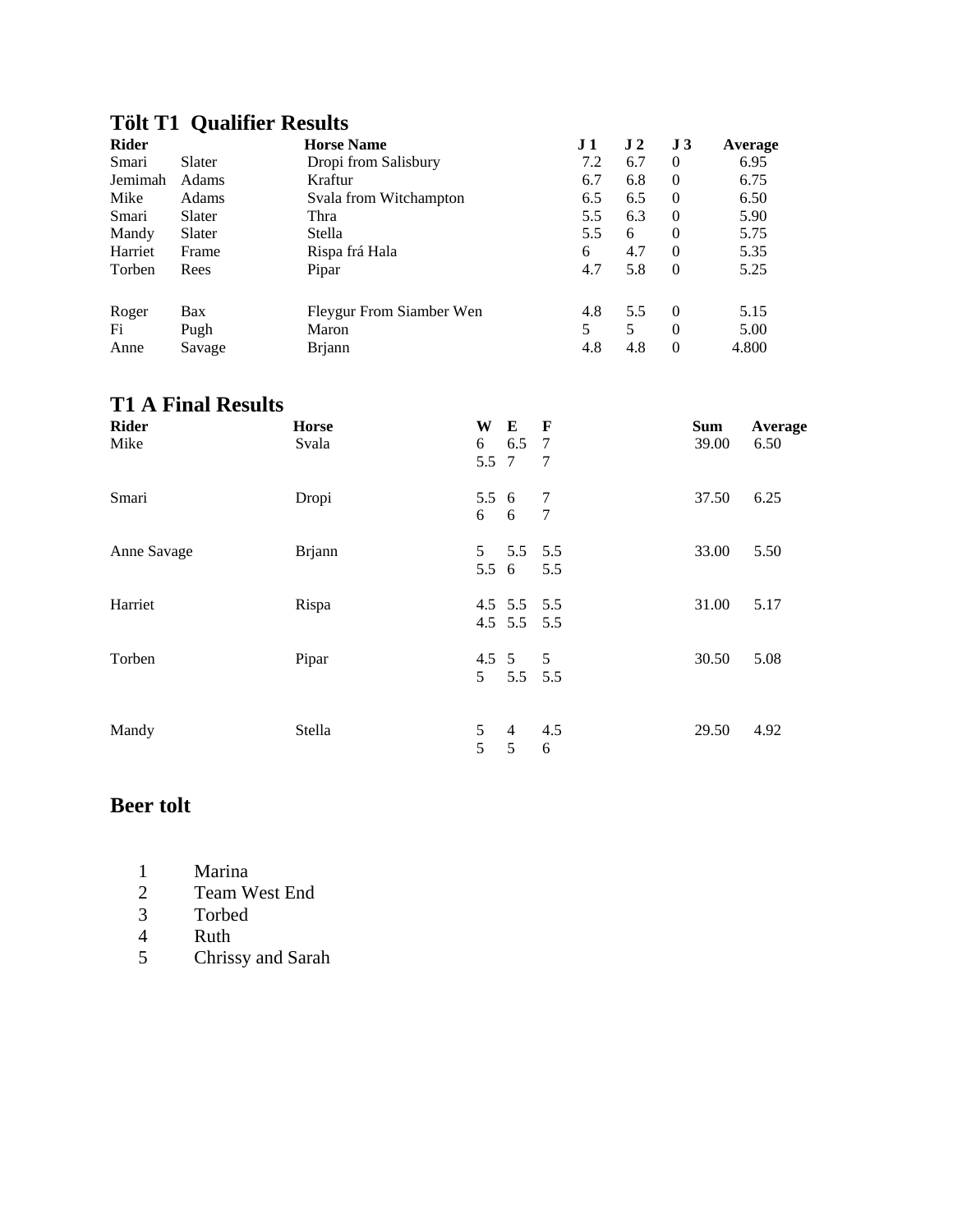## Tölt T1 Qualifier Results

| Rider | | Horse Name | J 1 | J 2 | J 3 | Average |
|---|---|---|---|---|---|---|
| Smari | Slater | Dropi from Salisbury | 7.2 | 6.7 | 0 | 6.95 |
| Jemimah | Adams | Kraftur | 6.7 | 6.8 | 0 | 6.75 |
| Mike | Adams | Svala from Witchampton | 6.5 | 6.5 | 0 | 6.50 |
| Smari | Slater | Thra | 5.5 | 6.3 | 0 | 5.90 |
| Mandy | Slater | Stella | 5.5 | 6 | 0 | 5.75 |
| Harriet | Frame | Rispa frá Hala | 6 | 4.7 | 0 | 5.35 |
| Torben | Rees | Pipar | 4.7 | 5.8 | 0 | 5.25 |
| Roger | Bax | Fleygur From Siamber Wen | 4.8 | 5.5 | 0 | 5.15 |
| Fi | Pugh | Maron | 5 | 5 | 0 | 5.00 |
| Anne | Savage | Brjann | 4.8 | 4.8 | 0 | 4.800 |

## T1 A Final Results

| Rider | Horse | W | E | F | Sum | Average |
|---|---|---|---|---|---|---|
| Mike | Svala | 6 | 6.5 | 7 | 39.00 | 6.50 |
| | | 5.5 | 7 | 7 | | |
| Smari | Dropi | 5.5 | 6 | 7 | 37.50 | 6.25 |
| | | 6 | 6 | 7 | | |
| Anne Savage | Brjann | 5 | 5.5 | 5.5 | 33.00 | 5.50 |
| | | 5.5 | 6 | 5.5 | | |
| Harriet | Rispa | 4.5 | 5.5 | 5.5 | 31.00 | 5.17 |
| | | 4.5 | 5.5 | 5.5 | | |
| Torben | Pipar | 4.5 | 5 | 5 | 30.50 | 5.08 |
| | | 5 | 5.5 | 5.5 | | |
| Mandy | Stella | 5 | 4 | 4.5 | 29.50 | 4.92 |
| | | 5 | 5 | 6 | | |

## Beer tolt

1. Marina
2. Team West End
3. Torbed
4. Ruth
5. Chrissy and Sarah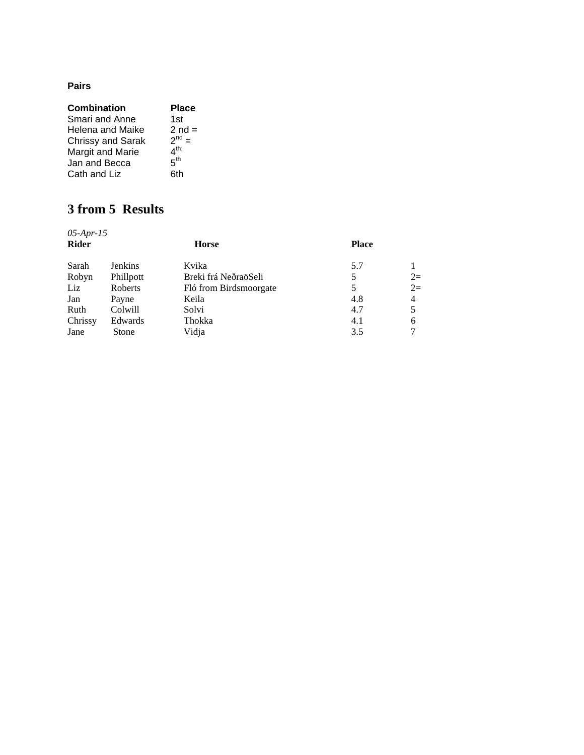**Pairs**

| Combination | Place |
|---|---|
| Smari and Anne | 1st |
| Helena and Maike | 2 nd = |
| Chrissy and Sarak | 2nd = |
| Margit and Marie | 4th; |
| Jan and Becca | 5th |
| Cath and Liz | 6th |

## 3 from 5  Results

*05-Apr-15*

| Rider | | Horse | Place | |
|---|---|---|---|---|
| Sarah | Jenkins | Kvika | 5.7 | 1 |
| Robyn | Phillpott | Breki frá NeðraöSeli | 5 | 2= |
| Liz | Roberts | Fló from Birdsmoorgate | 5 | 2= |
| Jan | Payne | Keila | 4.8 | 4 |
| Ruth | Colwill | Solvi | 4.7 | 5 |
| Chrissy | Edwards | Thokka | 4.1 | 6 |
| Jane | Stone | Vidja | 3.5 | 7 |